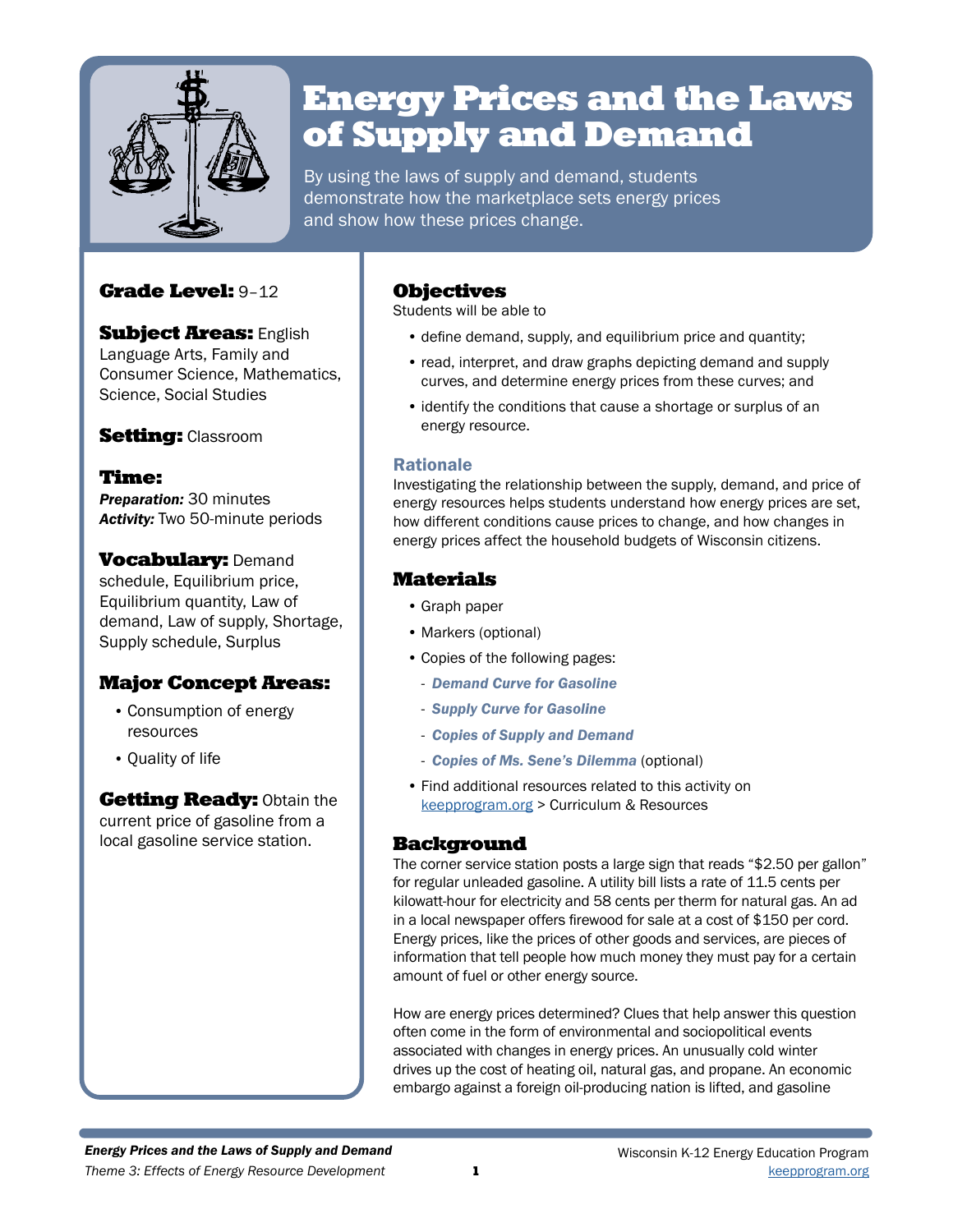# Energy Prices and the Laws of Supply and Demand

By using the laws of supply and demand, students demonstrate how the marketplace sets energy prices and show how these prices change.

**Grade Level:** 9–12

**Subject Areas:** English Language Arts, Family and Consumer Science, Mathematics, Science, Social Studies

**Setting:** Classroom

**Time:**
***Preparation:*** 30 minutes
***Activity:*** Two 50-minute periods

**Vocabulary:** Demand schedule, Equilibrium price, Equilibrium quantity, Law of demand, Law of supply, Shortage, Supply schedule, Surplus

**Major Concept Areas:**

- Consumption of energy resources
- Quality of life

**Getting Ready:** Obtain the current price of gasoline from a local gasoline service station.

## Objectives

Students will be able to

- define demand, supply, and equilibrium price and quantity;
- read, interpret, and draw graphs depicting demand and supply curves, and determine energy prices from these curves; and
- identify the conditions that cause a shortage or surplus of an energy resource.

### Rationale

Investigating the relationship between the supply, demand, and price of energy resources helps students understand how energy prices are set, how different conditions cause prices to change, and how changes in energy prices affect the household budgets of Wisconsin citizens.

## Materials

- Graph paper
- Markers (optional)
- Copies of the following pages:
  - *Demand Curve for Gasoline*
  - *Supply Curve for Gasoline*
  - *Copies of Supply and Demand*
  - *Copies of Ms. Sene's Dilemma* (optional)
- Find additional resources related to this activity on keepprogram.org > Curriculum & Resources

## Background

The corner service station posts a large sign that reads "$2.50 per gallon" for regular unleaded gasoline. A utility bill lists a rate of 11.5 cents per kilowatt-hour for electricity and 58 cents per therm for natural gas. An ad in a local newspaper offers firewood for sale at a cost of $150 per cord. Energy prices, like the prices of other goods and services, are pieces of information that tell people how much money they must pay for a certain amount of fuel or other energy source.

How are energy prices determined? Clues that help answer this question often come in the form of environmental and sociopolitical events associated with changes in energy prices. An unusually cold winter drives up the cost of heating oil, natural gas, and propane. An economic embargo against a foreign oil-producing nation is lifted, and gasoline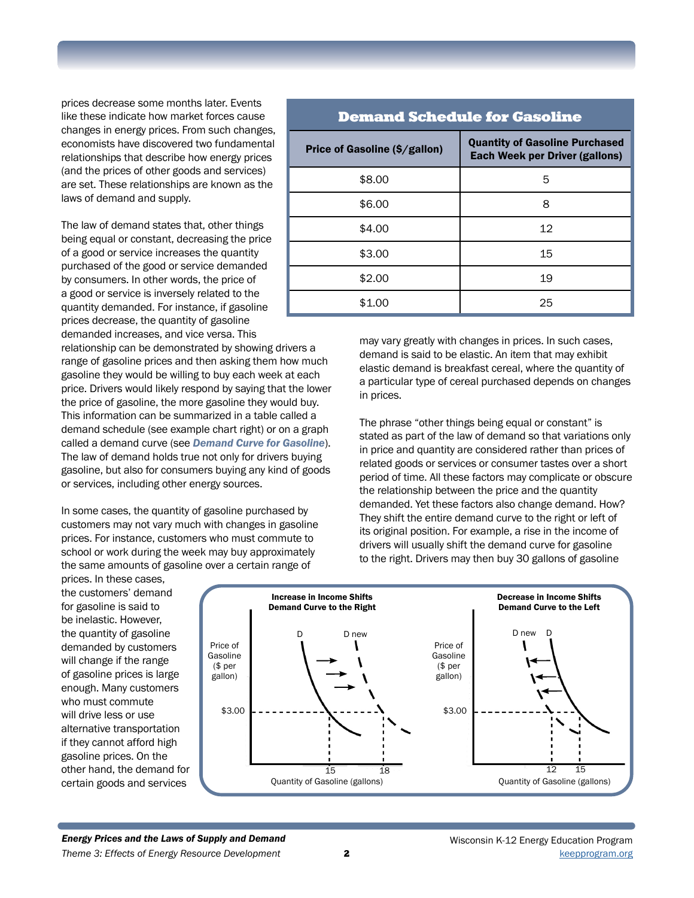prices decrease some months later. Events like these indicate how market forces cause changes in energy prices. From such changes, economists have discovered two fundamental relationships that describe how energy prices (and the prices of other goods and services) are set. These relationships are known as the laws of demand and supply.

The law of demand states that, other things being equal or constant, decreasing the price of a good or service increases the quantity purchased of the good or service demanded by consumers. In other words, the price of a good or service is inversely related to the quantity demanded. For instance, if gasoline prices decrease, the quantity of gasoline demanded increases, and vice versa. This relationship can be demonstrated by showing drivers a range of gasoline prices and then asking them how much gasoline they would be willing to buy each week at each price. Drivers would likely respond by saying that the lower the price of gasoline, the more gasoline they would buy. This information can be summarized in a table called a demand schedule (see example chart right) or on a graph called a demand curve (see ***Demand Curve for Gasoline***). The law of demand holds true not only for drivers buying gasoline, but also for consumers buying any kind of goods or services, including other energy sources.

**Demand Schedule for Gasoline**

| Price of Gasoline ($/gallon) | Quantity of Gasoline Purchased Each Week per Driver (gallons) |
|---|---|
| $8.00 | 5 |
| $6.00 | 8 |
| $4.00 | 12 |
| $3.00 | 15 |
| $2.00 | 19 |
| $1.00 | 25 |

In some cases, the quantity of gasoline purchased by customers may not vary much with changes in gasoline prices. For instance, customers who must commute to school or work during the week may buy approximately the same amounts of gasoline over a certain range of prices. In these cases, the customers' demand for gasoline is said to be inelastic. However, the quantity of gasoline demanded by customers will change if the range of gasoline prices is large enough. Many customers who must commute will drive less or use alternative transportation if they cannot afford high gasoline prices. On the other hand, the demand for certain goods and services may vary greatly with changes in prices. In such cases, demand is said to be elastic. An item that may exhibit elastic demand is breakfast cereal, where the quantity of a particular type of cereal purchased depends on changes in prices.

The phrase "other things being equal or constant" is stated as part of the law of demand so that variations only in price and quantity are considered rather than prices of related goods or services or consumer tastes over a short period of time. All these factors may complicate or obscure the relationship between the price and the quantity demanded. Yet these factors also change demand. How? They shift the entire demand curve to the right or left of its original position. For example, a rise in the income of drivers will usually shift the demand curve for gasoline to the right. Drivers may then buy 30 gallons of gasoline

**Increase in Income Shifts Demand Curve to the Right**

(Graph: Price of Gasoline ($ per gallon) vs. Quantity of Gasoline (gallons); curves D and D new; at $3.00, quantity 15 on D and 18 on D new)

**Decrease in Income Shifts Demand Curve to the Left**

(Graph: Price of Gasoline ($ per gallon) vs. Quantity of Gasoline (gallons); curves D new and D; at $3.00, quantity 12 on D new and 15 on D)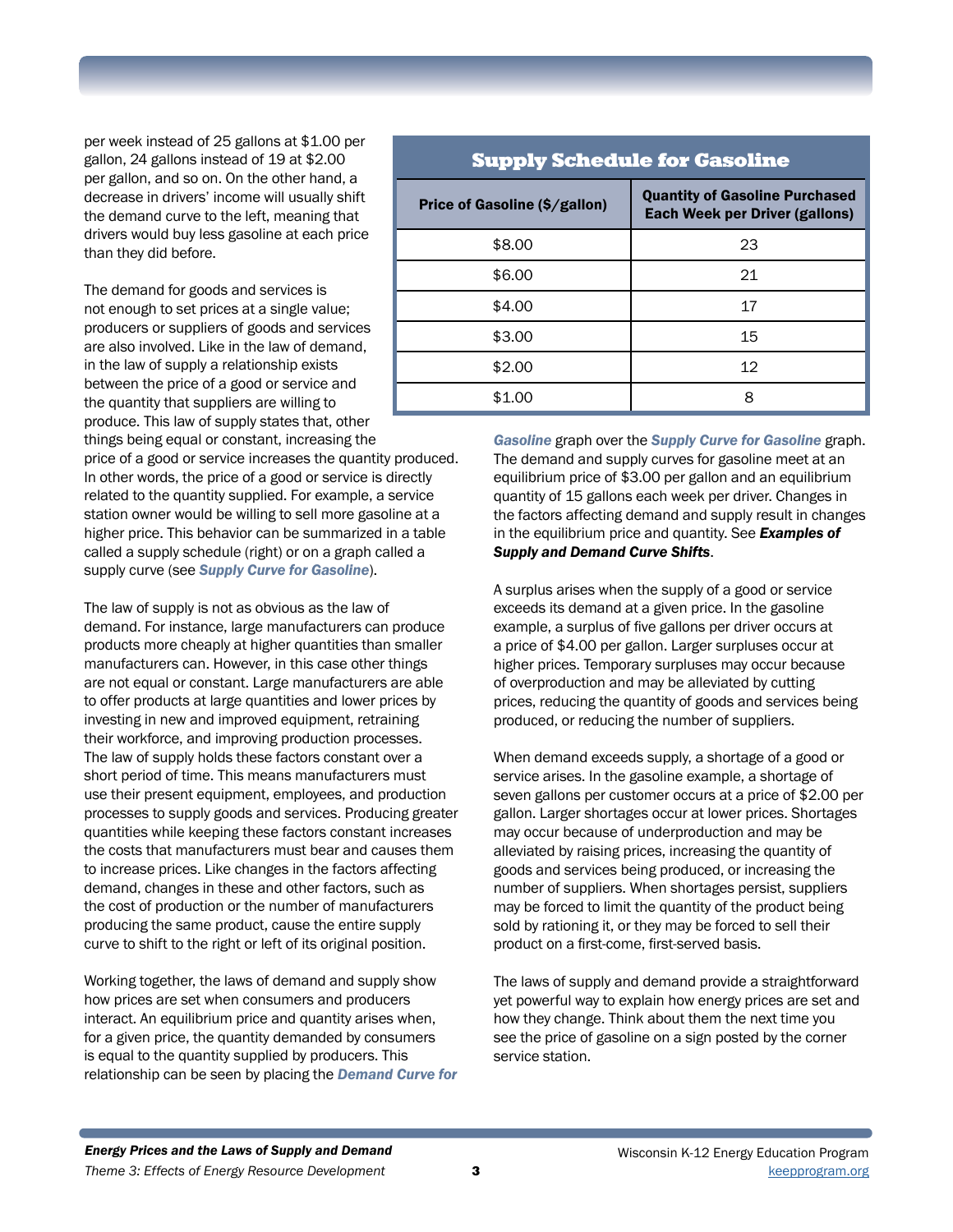per week instead of 25 gallons at $1.00 per gallon, 24 gallons instead of 19 at $2.00 per gallon, and so on. On the other hand, a decrease in drivers' income will usually shift the demand curve to the left, meaning that drivers would buy less gasoline at each price than they did before.

The demand for goods and services is not enough to set prices at a single value; producers or suppliers of goods and services are also involved. Like in the law of demand, in the law of supply a relationship exists between the price of a good or service and the quantity that suppliers are willing to produce. This law of supply states that, other things being equal or constant, increasing the price of a good or service increases the quantity produced. In other words, the price of a good or service is directly related to the quantity supplied. For example, a service station owner would be willing to sell more gasoline at a higher price. This behavior can be summarized in a table called a supply schedule (right) or on a graph called a supply curve (see ***Supply Curve for Gasoline***).

## Supply Schedule for Gasoline

| Price of Gasoline ($/gallon) | Quantity of Gasoline Purchased Each Week per Driver (gallons) |
|---|---|
| $8.00 | 23 |
| $6.00 | 21 |
| $4.00 | 17 |
| $3.00 | 15 |
| $2.00 | 12 |
| $1.00 | 8 |

The law of supply is not as obvious as the law of demand. For instance, large manufacturers can produce products more cheaply at higher quantities than smaller manufacturers can. However, in this case other things are not equal or constant. Large manufacturers are able to offer products at large quantities and lower prices by investing in new and improved equipment, retraining their workforce, and improving production processes. The law of supply holds these factors constant over a short period of time. This means manufacturers must use their present equipment, employees, and production processes to supply goods and services. Producing greater quantities while keeping these factors constant increases the costs that manufacturers must bear and causes them to increase prices. Like changes in the factors affecting demand, changes in these and other factors, such as the cost of production or the number of manufacturers producing the same product, cause the entire supply curve to shift to the right or left of its original position.

Working together, the laws of demand and supply show how prices are set when consumers and producers interact. An equilibrium price and quantity arises when, for a given price, the quantity demanded by consumers is equal to the quantity supplied by producers. This relationship can be seen by placing the ***Demand Curve for Gasoline*** graph over the ***Supply Curve for Gasoline*** graph. The demand and supply curves for gasoline meet at an equilibrium price of $3.00 per gallon and an equilibrium quantity of 15 gallons each week per driver. Changes in the factors affecting demand and supply result in changes in the equilibrium price and quantity. See ***Examples of Supply and Demand Curve Shifts***.

A surplus arises when the supply of a good or service exceeds its demand at a given price. In the gasoline example, a surplus of five gallons per driver occurs at a price of $4.00 per gallon. Larger surpluses occur at higher prices. Temporary surpluses may occur because of overproduction and may be alleviated by cutting prices, reducing the quantity of goods and services being produced, or reducing the number of suppliers.

When demand exceeds supply, a shortage of a good or service arises. In the gasoline example, a shortage of seven gallons per customer occurs at a price of $2.00 per gallon. Larger shortages occur at lower prices. Shortages may occur because of underproduction and may be alleviated by raising prices, increasing the quantity of goods and services being produced, or increasing the number of suppliers. When shortages persist, suppliers may be forced to limit the quantity of the product being sold by rationing it, or they may be forced to sell their product on a first-come, first-served basis.

The laws of supply and demand provide a straightforward yet powerful way to explain how energy prices are set and how they change. Think about them the next time you see the price of gasoline on a sign posted by the corner service station.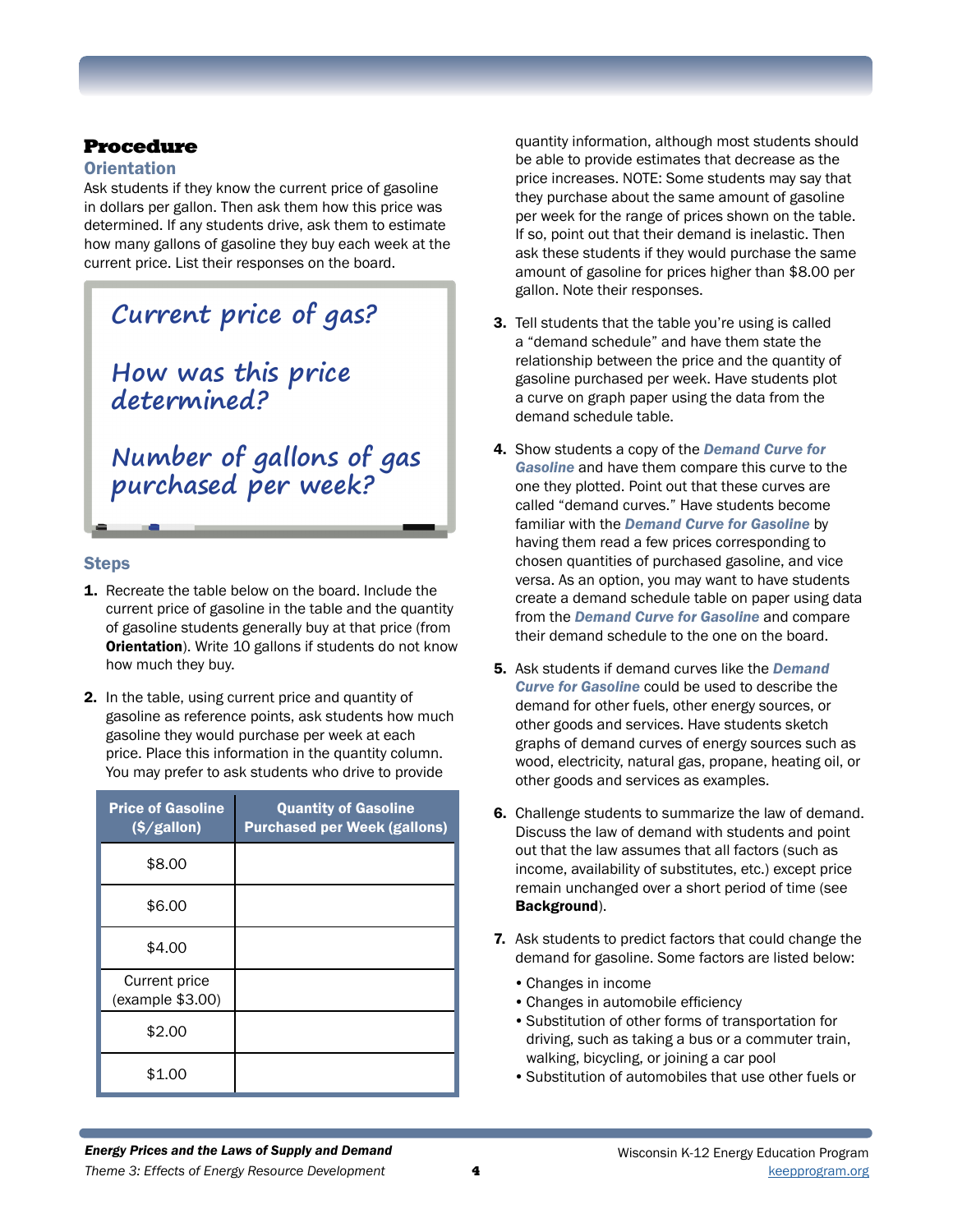## Procedure

### Orientation

Ask students if they know the current price of gasoline in dollars per gallon. Then ask them how this price was determined. If any students drive, ask them to estimate how many gallons of gasoline they buy each week at the current price. List their responses on the board.

Current price of gas?

How was this price determined?

Number of gallons of gas purchased per week?

### Steps

1. Recreate the table below on the board. Include the current price of gasoline in the table and the quantity of gasoline students generally buy at that price (from **Orientation**). Write 10 gallons if students do not know how much they buy.

2. In the table, using current price and quantity of gasoline as reference points, ask students how much gasoline they would purchase per week at each price. Place this information in the quantity column. You may prefer to ask students who drive to provide quantity information, although most students should be able to provide estimates that decrease as the price increases. NOTE: Some students may say that they purchase about the same amount of gasoline per week for the range of prices shown on the table. If so, point out that their demand is inelastic. Then ask these students if they would purchase the same amount of gasoline for prices higher than $8.00 per gallon. Note their responses.

| Price of Gasoline ($/gallon) | Quantity of Gasoline Purchased per Week (gallons) |
|---|---|
| $8.00 | |
| $6.00 | |
| $4.00 | |
| Current price (example $3.00) | |
| $2.00 | |
| $1.00 | |

3. Tell students that the table you're using is called a "demand schedule" and have them state the relationship between the price and the quantity of gasoline purchased per week. Have students plot a curve on graph paper using the data from the demand schedule table.

4. Show students a copy of the ***Demand Curve for Gasoline*** and have them compare this curve to the one they plotted. Point out that these curves are called "demand curves." Have students become familiar with the ***Demand Curve for Gasoline*** by having them read a few prices corresponding to chosen quantities of purchased gasoline, and vice versa. As an option, you may want to have students create a demand schedule table on paper using data from the ***Demand Curve for Gasoline*** and compare their demand schedule to the one on the board.

5. Ask students if demand curves like the ***Demand Curve for Gasoline*** could be used to describe the demand for other fuels, other energy sources, or other goods and services. Have students sketch graphs of demand curves of energy sources such as wood, electricity, natural gas, propane, heating oil, or other goods and services as examples.

6. Challenge students to summarize the law of demand. Discuss the law of demand with students and point out that the law assumes that all factors (such as income, availability of substitutes, etc.) except price remain unchanged over a short period of time (see **Background**).

7. Ask students to predict factors that could change the demand for gasoline. Some factors are listed below:
   - Changes in income
   - Changes in automobile efficiency
   - Substitution of other forms of transportation for driving, such as taking a bus or a commuter train, walking, bicycling, or joining a car pool
   - Substitution of automobiles that use other fuels or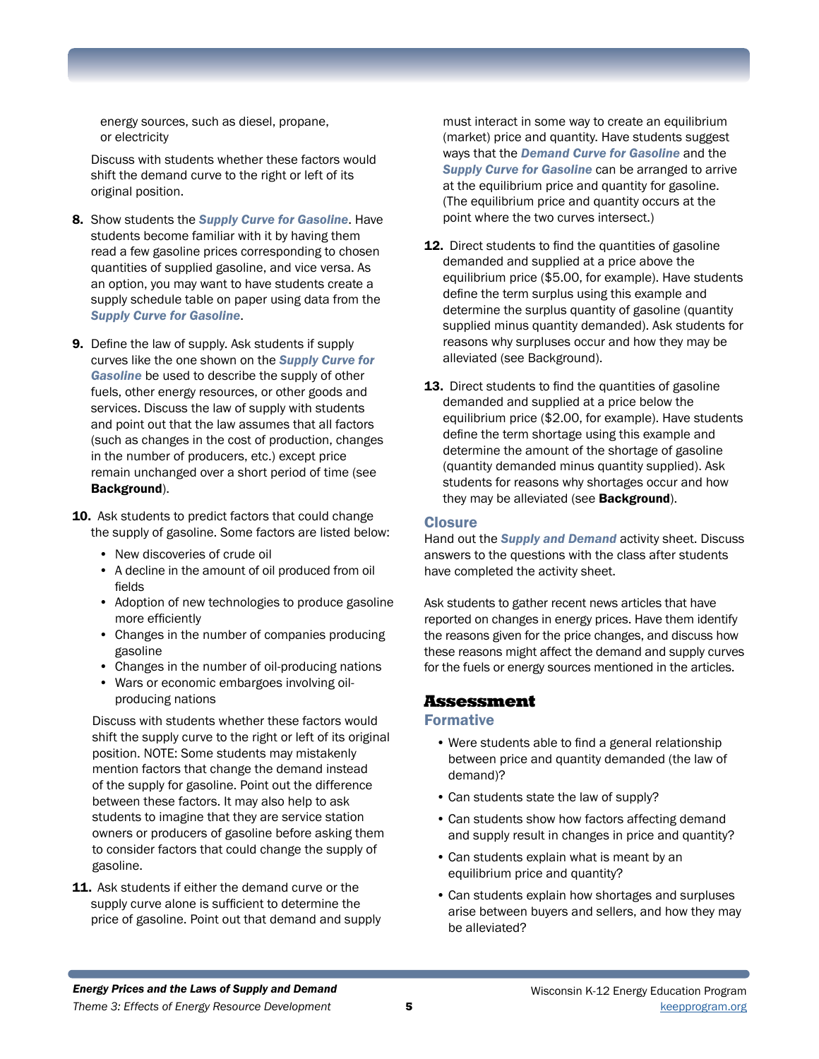energy sources, such as diesel, propane, or electricity

Discuss with students whether these factors would shift the demand curve to the right or left of its original position.

8. Show students the ***Supply Curve for Gasoline***. Have students become familiar with it by having them read a few gasoline prices corresponding to chosen quantities of supplied gasoline, and vice versa. As an option, you may want to have students create a supply schedule table on paper using data from the ***Supply Curve for Gasoline***.

9. Define the law of supply. Ask students if supply curves like the one shown on the ***Supply Curve for Gasoline*** be used to describe the supply of other fuels, other energy resources, or other goods and services. Discuss the law of supply with students and point out that the law assumes that all factors (such as changes in the cost of production, changes in the number of producers, etc.) except price remain unchanged over a short period of time (see **Background**).

10. Ask students to predict factors that could change the supply of gasoline. Some factors are listed below:
    - New discoveries of crude oil
    - A decline in the amount of oil produced from oil fields
    - Adoption of new technologies to produce gasoline more efficiently
    - Changes in the number of companies producing gasoline
    - Changes in the number of oil-producing nations
    - Wars or economic embargoes involving oil-producing nations

    Discuss with students whether these factors would shift the supply curve to the right or left of its original position. NOTE: Some students may mistakenly mention factors that change the demand instead of the supply for gasoline. Point out the difference between these factors. It may also help to ask students to imagine that they are service station owners or producers of gasoline before asking them to consider factors that could change the supply of gasoline.

11. Ask students if either the demand curve or the supply curve alone is sufficient to determine the price of gasoline. Point out that demand and supply must interact in some way to create an equilibrium (market) price and quantity. Have students suggest ways that the ***Demand Curve for Gasoline*** and the ***Supply Curve for Gasoline*** can be arranged to arrive at the equilibrium price and quantity for gasoline. (The equilibrium price and quantity occurs at the point where the two curves intersect.)

12. Direct students to find the quantities of gasoline demanded and supplied at a price above the equilibrium price ($5.00, for example). Have students define the term surplus using this example and determine the surplus quantity of gasoline (quantity supplied minus quantity demanded). Ask students for reasons why surpluses occur and how they may be alleviated (see Background).

13. Direct students to find the quantities of gasoline demanded and supplied at a price below the equilibrium price ($2.00, for example). Have students define the term shortage using this example and determine the amount of the shortage of gasoline (quantity demanded minus quantity supplied). Ask students for reasons why shortages occur and how they may be alleviated (see **Background**).

### Closure

Hand out the ***Supply and Demand*** activity sheet. Discuss answers to the questions with the class after students have completed the activity sheet.

Ask students to gather recent news articles that have reported on changes in energy prices. Have them identify the reasons given for the price changes, and discuss how these reasons might affect the demand and supply curves for the fuels or energy sources mentioned in the articles.

## Assessment

### Formative

- Were students able to find a general relationship between price and quantity demanded (the law of demand)?
- Can students state the law of supply?
- Can students show how factors affecting demand and supply result in changes in price and quantity?
- Can students explain what is meant by an equilibrium price and quantity?
- Can students explain how shortages and surpluses arise between buyers and sellers, and how they may be alleviated?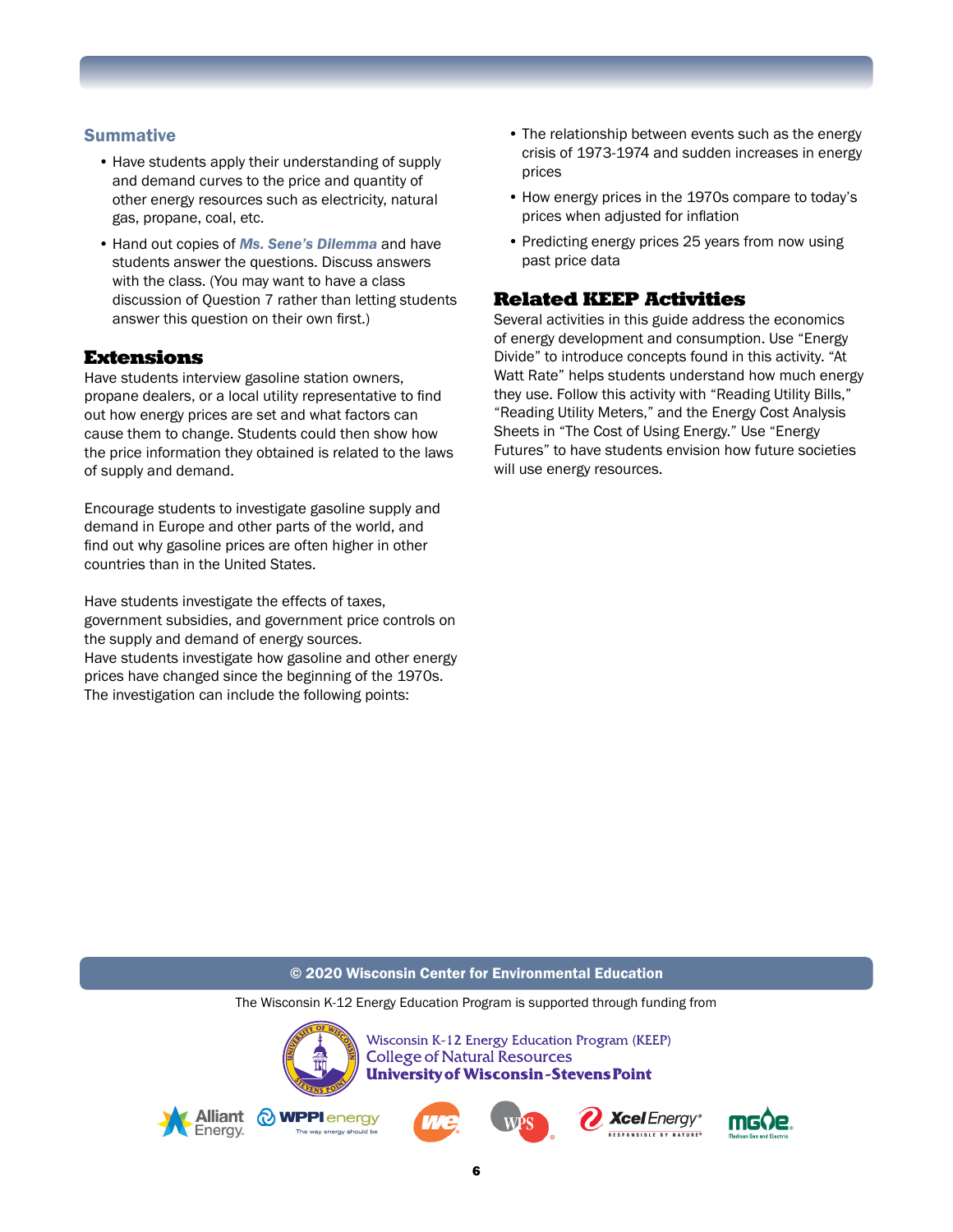### Summative

- Have students apply their understanding of supply and demand curves to the price and quantity of other energy resources such as electricity, natural gas, propane, coal, etc.
- Hand out copies of ***Ms. Sene's Dilemma*** and have students answer the questions. Discuss answers with the class. (You may want to have a class discussion of Question 7 rather than letting students answer this question on their own first.)

## Extensions

Have students interview gasoline station owners, propane dealers, or a local utility representative to find out how energy prices are set and what factors can cause them to change. Students could then show how the price information they obtained is related to the laws of supply and demand.

Encourage students to investigate gasoline supply and demand in Europe and other parts of the world, and find out why gasoline prices are often higher in other countries than in the United States.

Have students investigate the effects of taxes, government subsidies, and government price controls on the supply and demand of energy sources.
Have students investigate how gasoline and other energy prices have changed since the beginning of the 1970s. The investigation can include the following points:

- The relationship between events such as the energy crisis of 1973-1974 and sudden increases in energy prices
- How energy prices in the 1970s compare to today's prices when adjusted for inflation
- Predicting energy prices 25 years from now using past price data

## Related KEEP Activities

Several activities in this guide address the economics of energy development and consumption. Use "Energy Divide" to introduce concepts found in this activity. "At Watt Rate" helps students understand how much energy they use. Follow this activity with "Reading Utility Bills," "Reading Utility Meters," and the Energy Cost Analysis Sheets in "The Cost of Using Energy." Use "Energy Futures" to have students envision how future societies will use energy resources.

© 2020 Wisconsin Center for Environmental Education

The Wisconsin K-12 Energy Education Program is supported through funding from

Wisconsin K-12 Energy Education Program (KEEP)
College of Natural Resources
University of Wisconsin-Stevens Point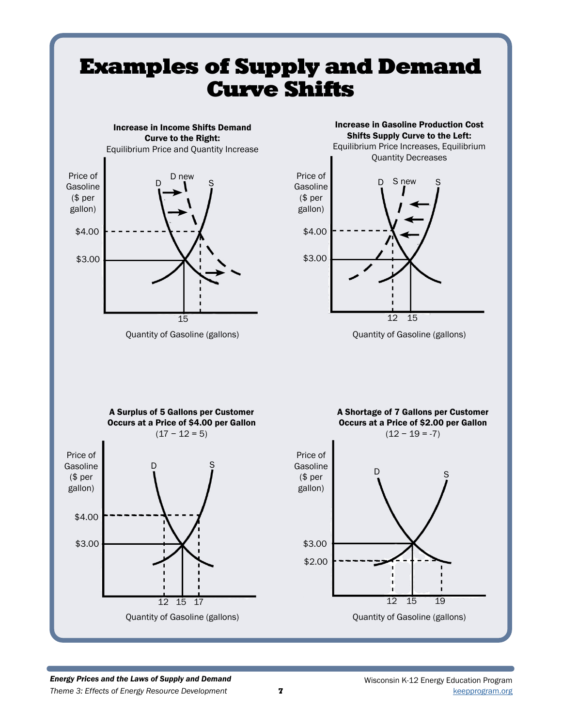# Examples of Supply and Demand Curve Shifts

**Increase in Income Shifts Demand Curve to the Right:**
Equilibrium Price and Quantity Increase

Price of Gasoline ($ per gallon)

D, D new, S

$4.00
$3.00

15

Quantity of Gasoline (gallons)

**Increase in Gasoline Production Cost Shifts Supply Curve to the Left:**
Equilibrium Price Increases, Equilibrium Quantity Decreases

Price of Gasoline ($ per gallon)

D, S new, S

$4.00
$3.00

12 15

Quantity of Gasoline (gallons)

**A Surplus of 5 Gallons per Customer Occurs at a Price of $4.00 per Gallon**
(17 − 12 = 5)

Price of Gasoline ($ per gallon)

D, S

$4.00
$3.00

12 15 17

Quantity of Gasoline (gallons)

**A Shortage of 7 Gallons per Customer Occurs at a Price of $2.00 per Gallon**
(12 − 19 = -7)

Price of Gasoline ($ per gallon)

D, S

$3.00
$2.00

12 15 19

Quantity of Gasoline (gallons)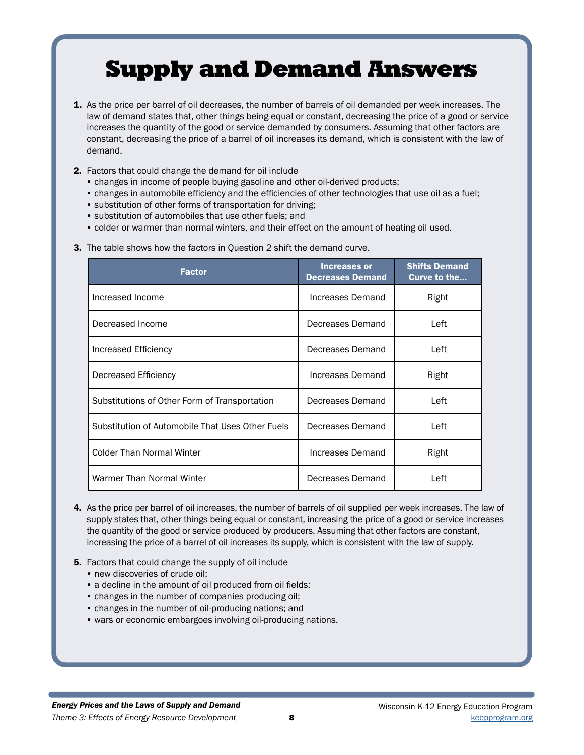# Supply and Demand Answers

1. As the price per barrel of oil decreases, the number of barrels of oil demanded per week increases. The law of demand states that, other things being equal or constant, decreasing the price of a good or service increases the quantity of the good or service demanded by consumers. Assuming that other factors are constant, decreasing the price of a barrel of oil increases its demand, which is consistent with the law of demand.

2. Factors that could change the demand for oil include
   - changes in income of people buying gasoline and other oil-derived products;
   - changes in automobile efficiency and the efficiencies of other technologies that use oil as a fuel;
   - substitution of other forms of transportation for driving;
   - substitution of automobiles that use other fuels; and
   - colder or warmer than normal winters, and their effect on the amount of heating oil used.

3. The table shows how the factors in Question 2 shift the demand curve.

| Factor | Increases or Decreases Demand | Shifts Demand Curve to the… |
|---|---|---|
| Increased Income | Increases Demand | Right |
| Decreased Income | Decreases Demand | Left |
| Increased Efficiency | Decreases Demand | Left |
| Decreased Efficiency | Increases Demand | Right |
| Substitutions of Other Form of Transportation | Decreases Demand | Left |
| Substitution of Automobile That Uses Other Fuels | Decreases Demand | Left |
| Colder Than Normal Winter | Increases Demand | Right |
| Warmer Than Normal Winter | Decreases Demand | Left |

4. As the price per barrel of oil increases, the number of barrels of oil supplied per week increases. The law of supply states that, other things being equal or constant, increasing the price of a good or service increases the quantity of the good or service produced by producers. Assuming that other factors are constant, increasing the price of a barrel of oil increases its supply, which is consistent with the law of supply.

5. Factors that could change the supply of oil include
   - new discoveries of crude oil;
   - a decline in the amount of oil produced from oil fields;
   - changes in the number of companies producing oil;
   - changes in the number of oil-producing nations; and
   - wars or economic embargoes involving oil-producing nations.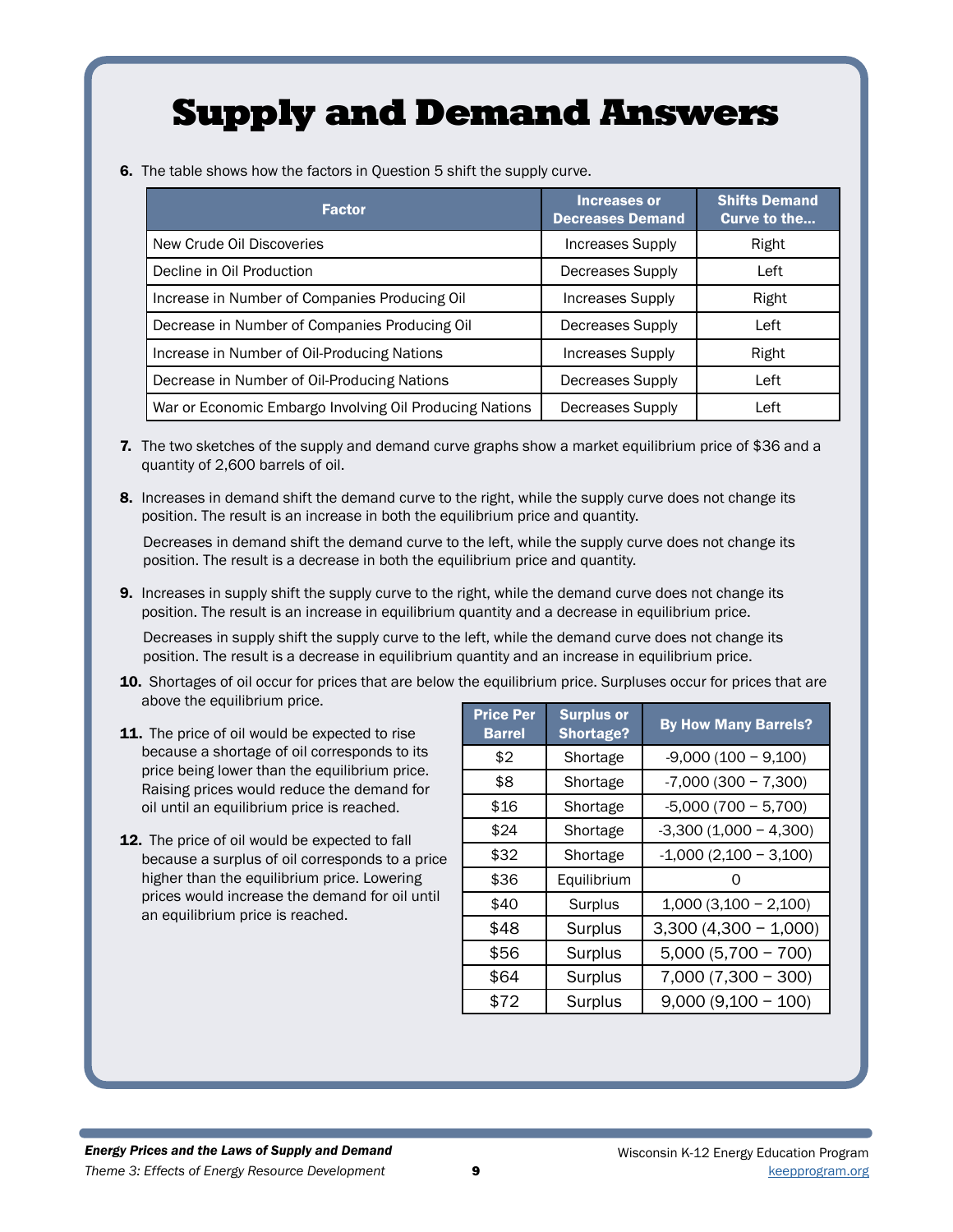# Supply and Demand Answers

**6.** The table shows how the factors in Question 5 shift the supply curve.

| Factor | Increases or Decreases Demand | Shifts Demand Curve to the... |
|---|---|---|
| New Crude Oil Discoveries | Increases Supply | Right |
| Decline in Oil Production | Decreases Supply | Left |
| Increase in Number of Companies Producing Oil | Increases Supply | Right |
| Decrease in Number of Companies Producing Oil | Decreases Supply | Left |
| Increase in Number of Oil-Producing Nations | Increases Supply | Right |
| Decrease in Number of Oil-Producing Nations | Decreases Supply | Left |
| War or Economic Embargo Involving Oil Producing Nations | Decreases Supply | Left |

**7.** The two sketches of the supply and demand curve graphs show a market equilibrium price of $36 and a quantity of 2,600 barrels of oil.

**8.** Increases in demand shift the demand curve to the right, while the supply curve does not change its position. The result is an increase in both the equilibrium price and quantity.

Decreases in demand shift the demand curve to the left, while the supply curve does not change its position. The result is a decrease in both the equilibrium price and quantity.

**9.** Increases in supply shift the supply curve to the right, while the demand curve does not change its position. The result is an increase in equilibrium quantity and a decrease in equilibrium price.

Decreases in supply shift the supply curve to the left, while the demand curve does not change its position. The result is a decrease in equilibrium quantity and an increase in equilibrium price.

**10.** Shortages of oil occur for prices that are below the equilibrium price. Surpluses occur for prices that are above the equilibrium price.

**11.** The price of oil would be expected to rise because a shortage of oil corresponds to its price being lower than the equilibrium price. Raising prices would reduce the demand for oil until an equilibrium price is reached.

**12.** The price of oil would be expected to fall because a surplus of oil corresponds to a price higher than the equilibrium price. Lowering prices would increase the demand for oil until an equilibrium price is reached.

| Price Per Barrel | Surplus or Shortage? | By How Many Barrels? |
|---|---|---|
| $2 | Shortage | -9,000 (100 − 9,100) |
| $8 | Shortage | -7,000 (300 − 7,300) |
| $16 | Shortage | -5,000 (700 − 5,700) |
| $24 | Shortage | -3,300 (1,000 − 4,300) |
| $32 | Shortage | -1,000 (2,100 − 3,100) |
| $36 | Equilibrium | 0 |
| $40 | Surplus | 1,000 (3,100 − 2,100) |
| $48 | Surplus | 3,300 (4,300 − 1,000) |
| $56 | Surplus | 5,000 (5,700 − 700) |
| $64 | Surplus | 7,000 (7,300 − 300) |
| $72 | Surplus | 9,000 (9,100 − 100) |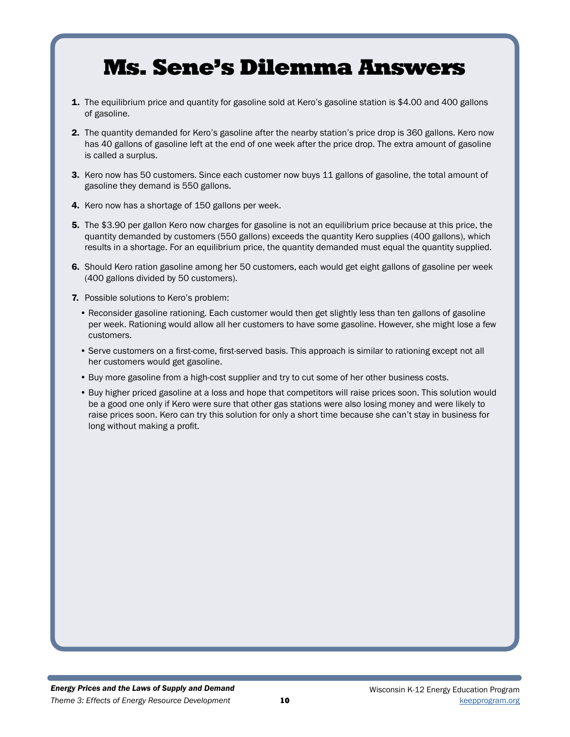# Ms. Sene's Dilemma Answers

1. The equilibrium price and quantity for gasoline sold at Kero's gasoline station is $4.00 and 400 gallons of gasoline.
2. The quantity demanded for Kero's gasoline after the nearby station's price drop is 360 gallons. Kero now has 40 gallons of gasoline left at the end of one week after the price drop. The extra amount of gasoline is called a surplus.
3. Kero now has 50 customers. Since each customer now buys 11 gallons of gasoline, the total amount of gasoline they demand is 550 gallons.
4. Kero now has a shortage of 150 gallons per week.
5. The $3.90 per gallon Kero now charges for gasoline is not an equilibrium price because at this price, the quantity demanded by customers (550 gallons) exceeds the quantity Kero supplies (400 gallons), which results in a shortage. For an equilibrium price, the quantity demanded must equal the quantity supplied.
6. Should Kero ration gasoline among her 50 customers, each would get eight gallons of gasoline per week (400 gallons divided by 50 customers).
7. Possible solutions to Kero's problem:
   - Reconsider gasoline rationing. Each customer would then get slightly less than ten gallons of gasoline per week. Rationing would allow all her customers to have some gasoline. However, she might lose a few customers.
   - Serve customers on a first-come, first-served basis. This approach is similar to rationing except not all her customers would get gasoline.
   - Buy more gasoline from a high-cost supplier and try to cut some of her other business costs.
   - Buy higher priced gasoline at a loss and hope that competitors will raise prices soon. This solution would be a good one only if Kero were sure that other gas stations were also losing money and were likely to raise prices soon. Kero can try this solution for only a short time because she can't stay in business for long without making a profit.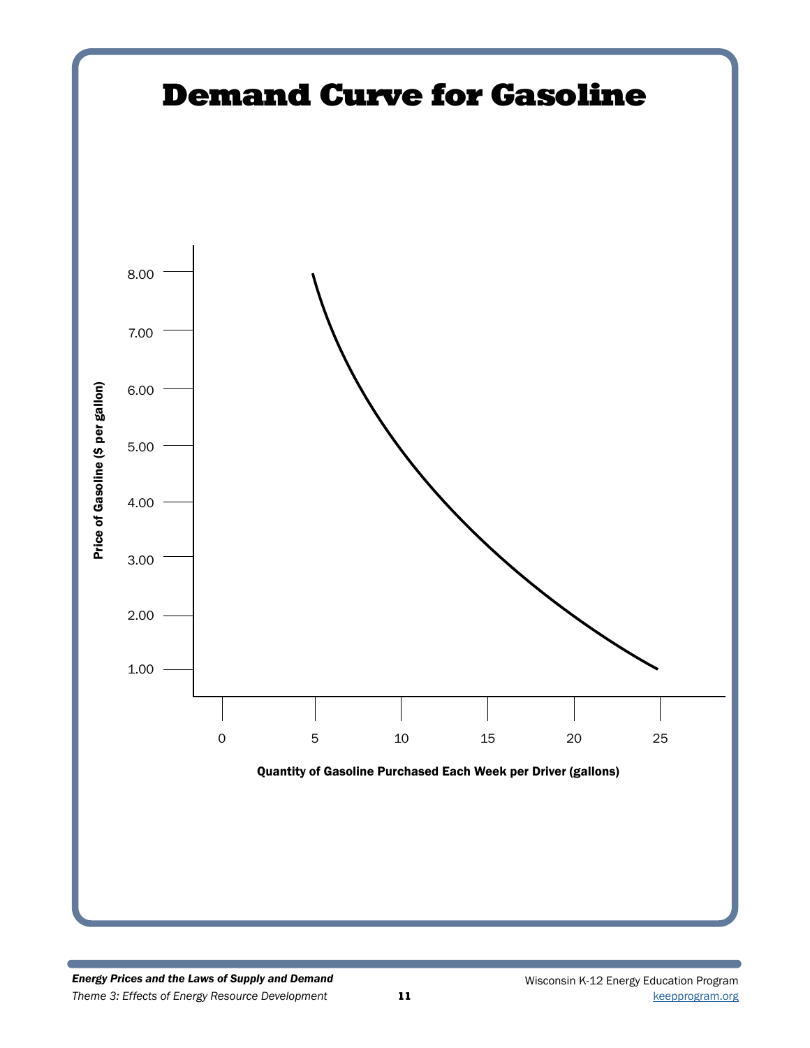# Demand Curve for Gasoline

Price of Gasoline ($ per gallon)

8.00
7.00
6.00
5.00
4.00
3.00
2.00
1.00

0 5 10 15 20 25

Quantity of Gasoline Purchased Each Week per Driver (gallons)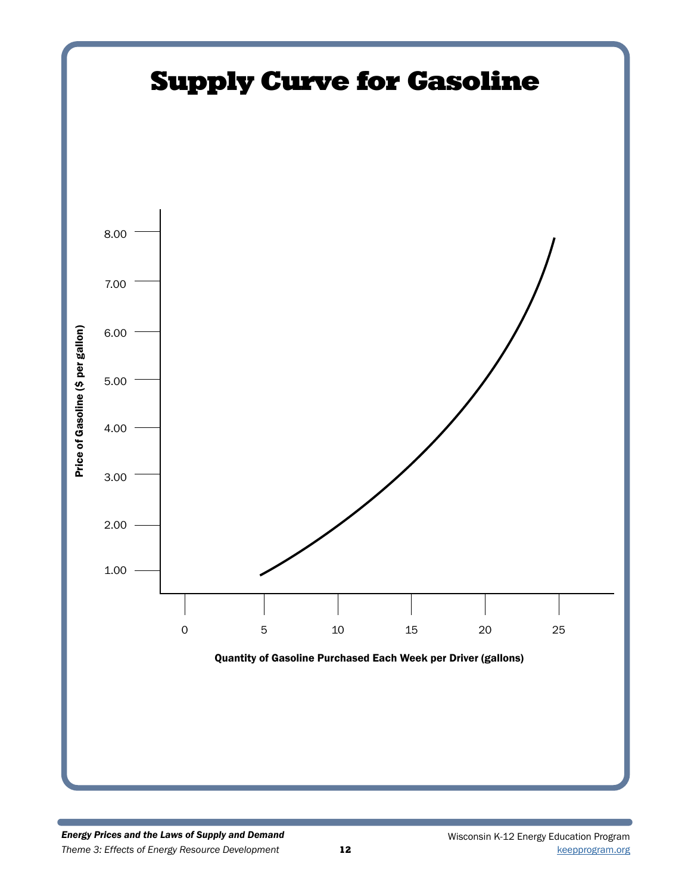# Supply Curve for Gasoline

Price of Gasoline ($ per gallon)

8.00
7.00
6.00
5.00
4.00
3.00
2.00
1.00

0 5 10 15 20 25

Quantity of Gasoline Purchased Each Week per Driver (gallons)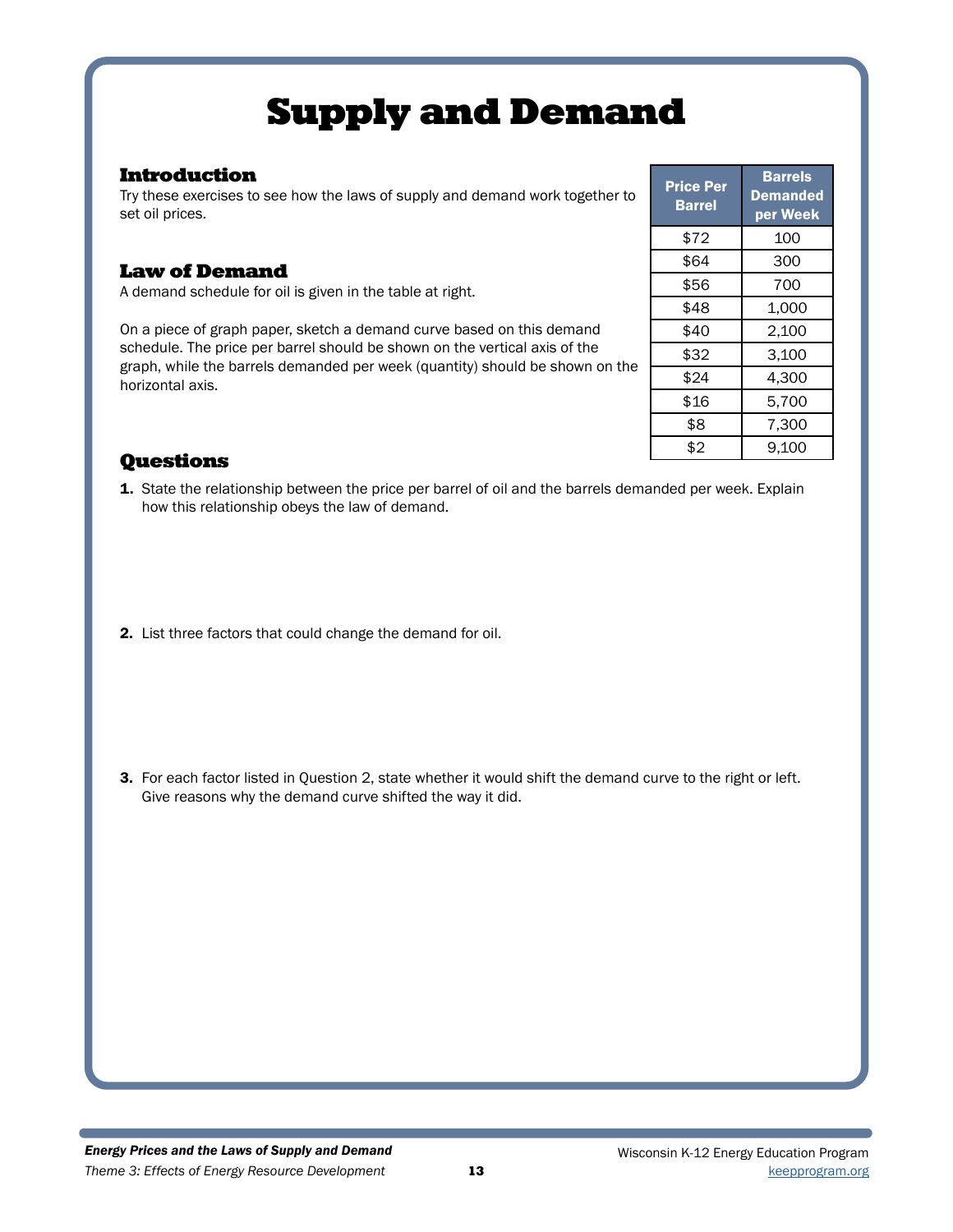# Supply and Demand

## Introduction

Try these exercises to see how the laws of supply and demand work together to set oil prices.

## Law of Demand

A demand schedule for oil is given in the table at right.

On a piece of graph paper, sketch a demand curve based on this demand schedule. The price per barrel should be shown on the vertical axis of the graph, while the barrels demanded per week (quantity) should be shown on the horizontal axis.

| Price Per Barrel | Barrels Demanded per Week |
|---|---|
| $72 | 100 |
| $64 | 300 |
| $56 | 700 |
| $48 | 1,000 |
| $40 | 2,100 |
| $32 | 3,100 |
| $24 | 4,300 |
| $16 | 5,700 |
| $8 | 7,300 |
| $2 | 9,100 |

## Questions

1. State the relationship between the price per barrel of oil and the barrels demanded per week. Explain how this relationship obeys the law of demand.

2. List three factors that could change the demand for oil.

3. For each factor listed in Question 2, state whether it would shift the demand curve to the right or left. Give reasons why the demand curve shifted the way it did.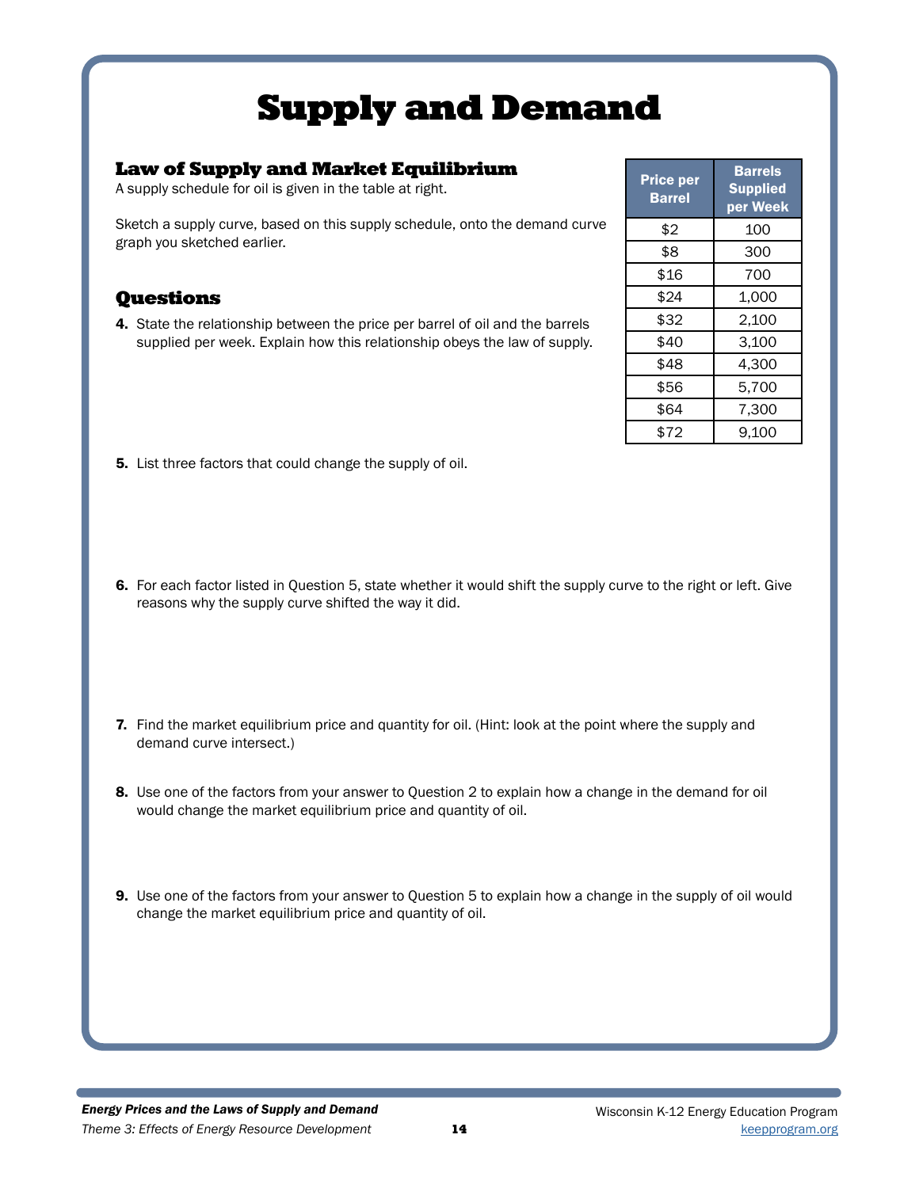# Supply and Demand

## Law of Supply and Market Equilibrium

A supply schedule for oil is given in the table at right.

Sketch a supply curve, based on this supply schedule, onto the demand curve graph you sketched earlier.

| Price per Barrel | Barrels Supplied per Week |
|---|---|
| $2 | 100 |
| $8 | 300 |
| $16 | 700 |
| $24 | 1,000 |
| $32 | 2,100 |
| $40 | 3,100 |
| $48 | 4,300 |
| $56 | 5,700 |
| $64 | 7,300 |
| $72 | 9,100 |

## Questions

**4.** State the relationship between the price per barrel of oil and the barrels supplied per week. Explain how this relationship obeys the law of supply.

**5.** List three factors that could change the supply of oil.

**6.** For each factor listed in Question 5, state whether it would shift the supply curve to the right or left. Give reasons why the supply curve shifted the way it did.

**7.** Find the market equilibrium price and quantity for oil. (Hint: look at the point where the supply and demand curve intersect.)

**8.** Use one of the factors from your answer to Question 2 to explain how a change in the demand for oil would change the market equilibrium price and quantity of oil.

**9.** Use one of the factors from your answer to Question 5 to explain how a change in the supply of oil would change the market equilibrium price and quantity of oil.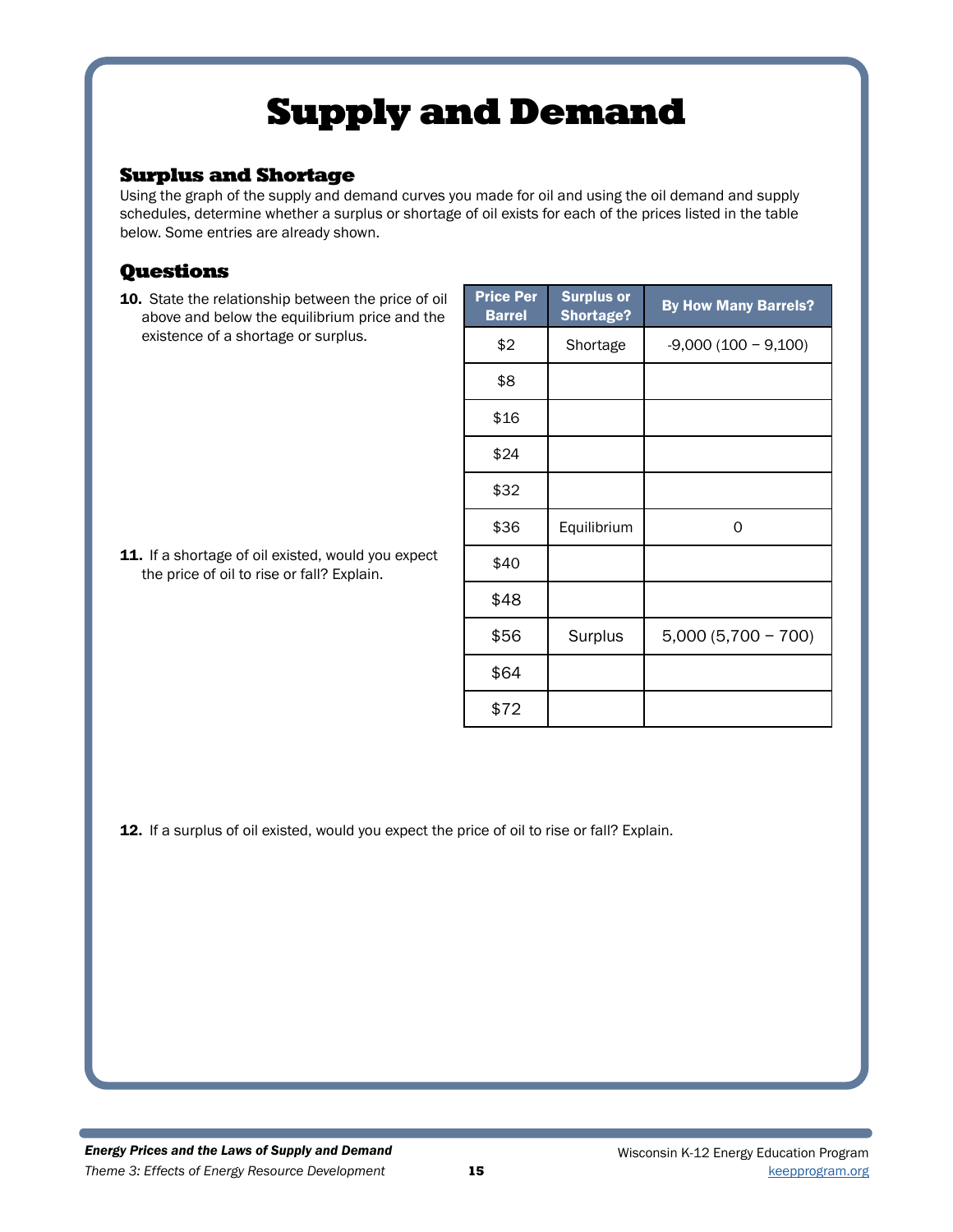# Supply and Demand

## Surplus and Shortage

Using the graph of the supply and demand curves you made for oil and using the oil demand and supply schedules, determine whether a surplus or shortage of oil exists for each of the prices listed in the table below. Some entries are already shown.

## Questions

**10.** State the relationship between the price of oil above and below the equilibrium price and the existence of a shortage or surplus.

**11.** If a shortage of oil existed, would you expect the price of oil to rise or fall? Explain.

| Price Per Barrel | Surplus or Shortage? | By How Many Barrels? |
|---|---|---|
| $2 | Shortage | -9,000 (100 – 9,100) |
| $8 | | |
| $16 | | |
| $24 | | |
| $32 | | |
| $36 | Equilibrium | 0 |
| $40 | | |
| $48 | | |
| $56 | Surplus | 5,000 (5,700 – 700) |
| $64 | | |
| $72 | | |

**12.** If a surplus of oil existed, would you expect the price of oil to rise or fall? Explain.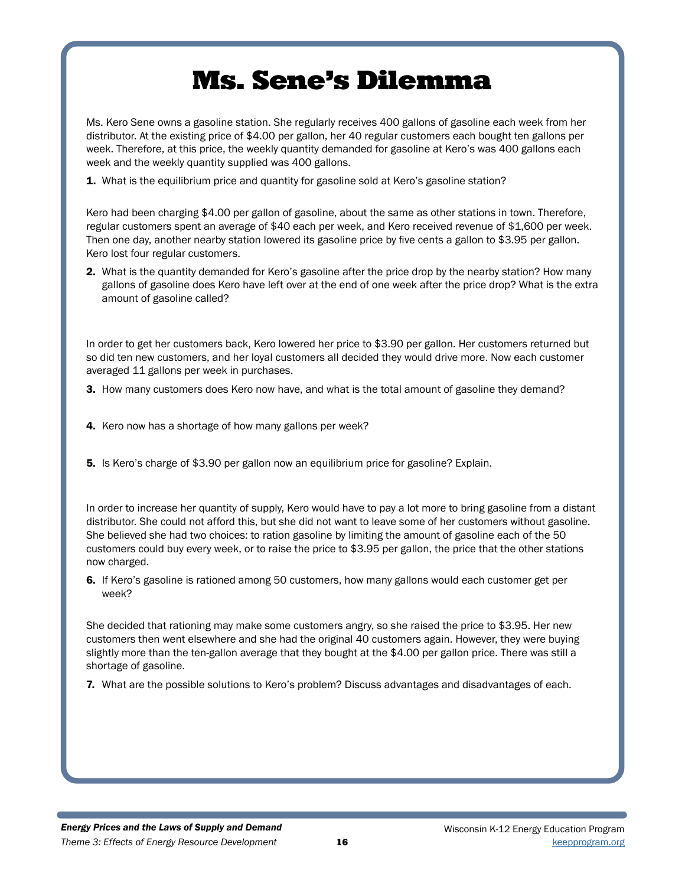# Ms. Sene's Dilemma

Ms. Kero Sene owns a gasoline station. She regularly receives 400 gallons of gasoline each week from her distributor. At the existing price of $4.00 per gallon, her 40 regular customers each bought ten gallons per week. Therefore, at this price, the weekly quantity demanded for gasoline at Kero's was 400 gallons each week and the weekly quantity supplied was 400 gallons.

**1.** What is the equilibrium price and quantity for gasoline sold at Kero's gasoline station?

Kero had been charging $4.00 per gallon of gasoline, about the same as other stations in town. Therefore, regular customers spent an average of $40 each per week, and Kero received revenue of $1,600 per week. Then one day, another nearby station lowered its gasoline price by five cents a gallon to $3.95 per gallon. Kero lost four regular customers.

**2.** What is the quantity demanded for Kero's gasoline after the price drop by the nearby station? How many gallons of gasoline does Kero have left over at the end of one week after the price drop? What is the extra amount of gasoline called?

In order to get her customers back, Kero lowered her price to $3.90 per gallon. Her customers returned but so did ten new customers, and her loyal customers all decided they would drive more. Now each customer averaged 11 gallons per week in purchases.

**3.** How many customers does Kero now have, and what is the total amount of gasoline they demand?

**4.** Kero now has a shortage of how many gallons per week?

**5.** Is Kero's charge of $3.90 per gallon now an equilibrium price for gasoline? Explain.

In order to increase her quantity of supply, Kero would have to pay a lot more to bring gasoline from a distant distributor. She could not afford this, but she did not want to leave some of her customers without gasoline. She believed she had two choices: to ration gasoline by limiting the amount of gasoline each of the 50 customers could buy every week, or to raise the price to $3.95 per gallon, the price that the other stations now charged.

**6.** If Kero's gasoline is rationed among 50 customers, how many gallons would each customer get per week?

She decided that rationing may make some customers angry, so she raised the price to $3.95. Her new customers then went elsewhere and she had the original 40 customers again. However, they were buying slightly more than the ten-gallon average that they bought at the $4.00 per gallon price. There was still a shortage of gasoline.

**7.** What are the possible solutions to Kero's problem? Discuss advantages and disadvantages of each.